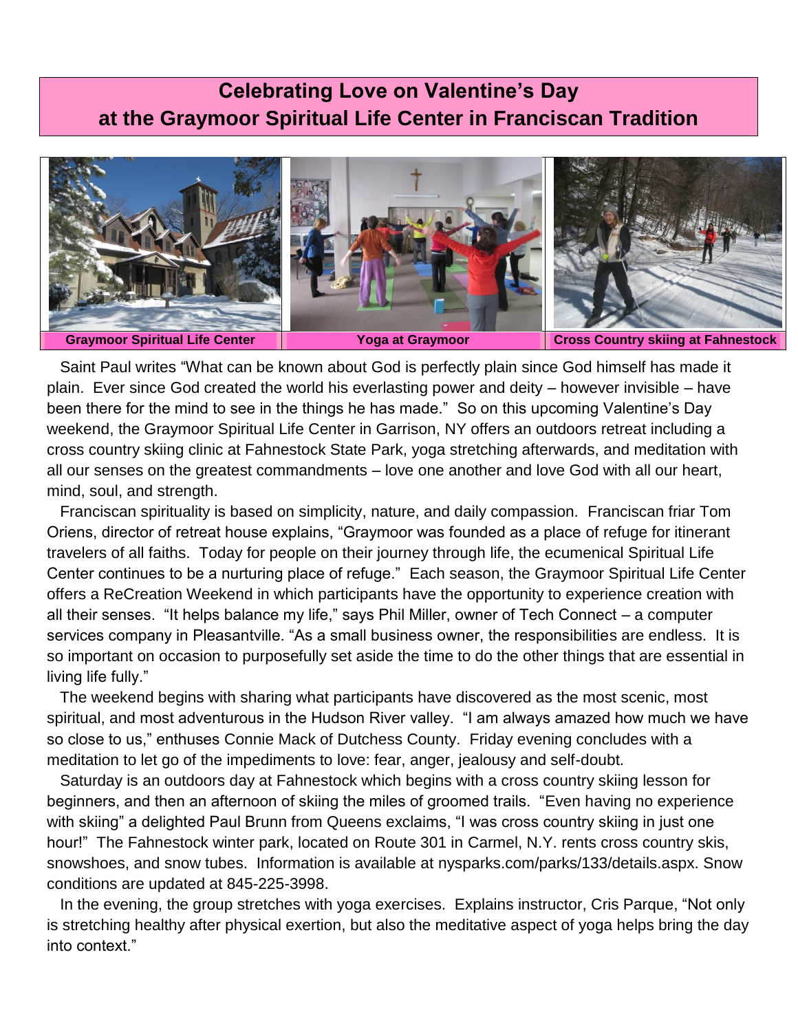# Celebrating Love on Valentine's Day at the Graymoor Spiritual Life Center in Franciscan Tradition

Graymoor Spiritual Life Center | Yoga at Graymoor | Cross Country skiing at Fahnestock

Saint Paul writes "What can be known about God is perfectly plain since God himself has made it plain. Ever since God created the world his everlasting power and deity – however invisible – have been there for the mind to see in the things he has made." So on this upcoming Valentine's Day weekend, the Graymoor Spiritual Life Center in Garrison, NY offers an outdoors retreat including a cross country skiing clinic at Fahnestock State Park, yoga stretching afterwards, and meditation with all our senses on the greatest commandments – love one another and love God with all our heart, mind, soul, and strength.

Franciscan spirituality is based on simplicity, nature, and daily compassion. Franciscan friar Tom Oriens, director of retreat house explains, "Graymoor was founded as a place of refuge for itinerant travelers of all faiths. Today for people on their journey through life, the ecumenical Spiritual Life Center continues to be a nurturing place of refuge." Each season, the Graymoor Spiritual Life Center offers a ReCreation Weekend in which participants have the opportunity to experience creation with all their senses. "It helps balance my life," says Phil Miller, owner of Tech Connect – a computer services company in Pleasantville. "As a small business owner, the responsibilities are endless. It is so important on occasion to purposefully set aside the time to do the other things that are essential in living life fully."

The weekend begins with sharing what participants have discovered as the most scenic, most spiritual, and most adventurous in the Hudson River valley. "I am always amazed how much we have so close to us," enthuses Connie Mack of Dutchess County. Friday evening concludes with a meditation to let go of the impediments to love: fear, anger, jealousy and self-doubt.

Saturday is an outdoors day at Fahnestock which begins with a cross country skiing lesson for beginners, and then an afternoon of skiing the miles of groomed trails. "Even having no experience with skiing" a delighted Paul Brunn from Queens exclaims, "I was cross country skiing in just one hour!" The Fahnestock winter park, located on Route 301 in Carmel, N.Y. rents cross country skis, snowshoes, and snow tubes. Information is available at nysparks.com/parks/133/details.aspx. Snow conditions are updated at 845-225-3998.

In the evening, the group stretches with yoga exercises. Explains instructor, Cris Parque, "Not only is stretching healthy after physical exertion, but also the meditative aspect of yoga helps bring the day into context."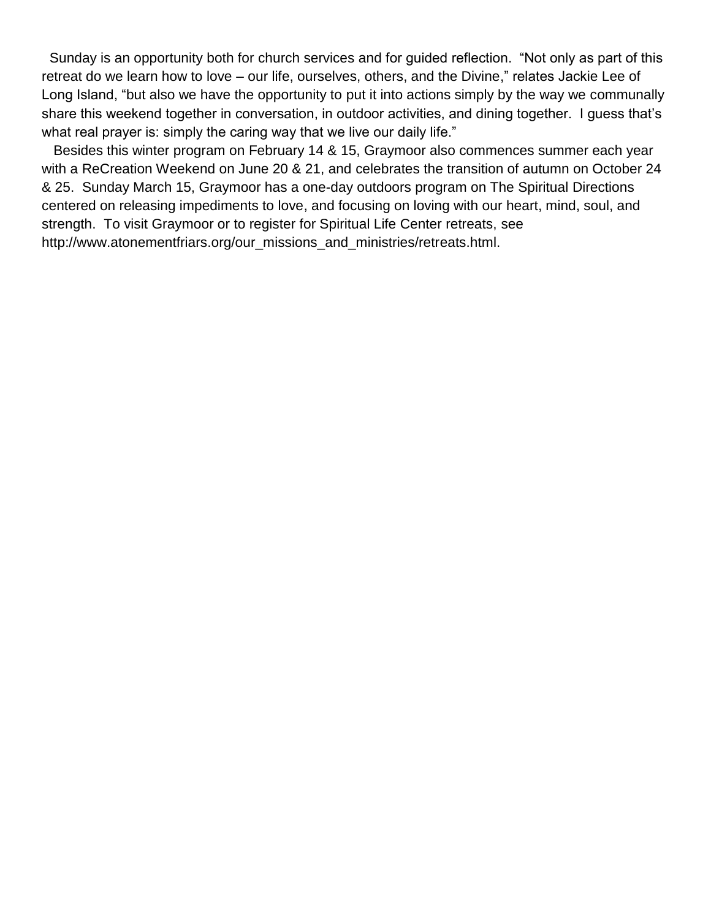Sunday is an opportunity both for church services and for guided reflection. "Not only as part of this retreat do we learn how to love – our life, ourselves, others, and the Divine," relates Jackie Lee of Long Island, "but also we have the opportunity to put it into actions simply by the way we communally share this weekend together in conversation, in outdoor activities, and dining together. I guess that's what real prayer is: simply the caring way that we live our daily life."

Besides this winter program on February 14 & 15, Graymoor also commences summer each year with a ReCreation Weekend on June 20 & 21, and celebrates the transition of autumn on October 24 & 25. Sunday March 15, Graymoor has a one-day outdoors program on The Spiritual Directions centered on releasing impediments to love, and focusing on loving with our heart, mind, soul, and strength. To visit Graymoor or to register for Spiritual Life Center retreats, see http://www.atonementfriars.org/our_missions_and_ministries/retreats.html.